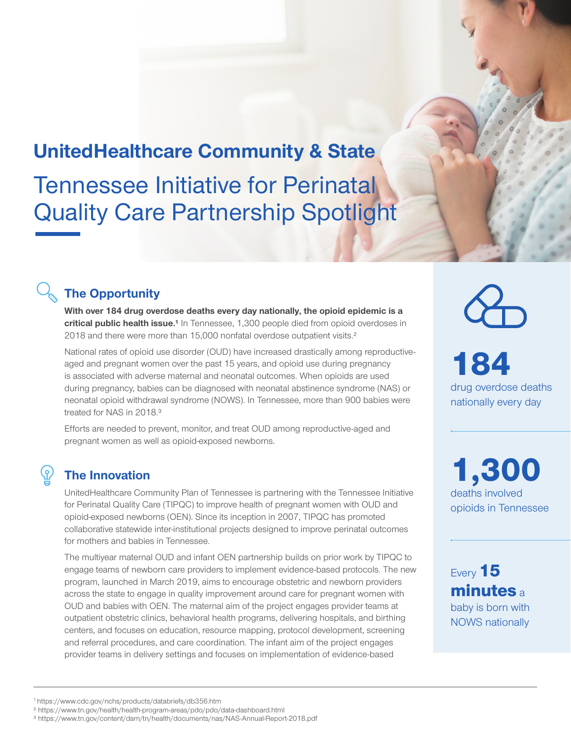# UnitedHealthcare Community & State

## Tennessee Initiative for Perinatal Quality Care Partnership Spotlight

### The Opportunity

**With over 184 drug overdose deaths every day nationally, the opioid epidemic is a critical public health issue.[1]** In Tennessee, 1,300 people died from opioid overdoses in 2018 and there were more than 15,000 nonfatal overdose outpatient visits.[2]

National rates of opioid use disorder (OUD) have increased drastically among reproductive-aged and pregnant women over the past 15 years, and opioid use during pregnancy is associated with adverse maternal and neonatal outcomes. When opioids are used during pregnancy, babies can be diagnosed with neonatal abstinence syndrome (NAS) or neonatal opioid withdrawal syndrome (NOWS). In Tennessee, more than 900 babies were treated for NAS in 2018.[3]

Efforts are needed to prevent, monitor, and treat OUD among reproductive-aged and pregnant women as well as opioid-exposed newborns.

### The Innovation

UnitedHealthcare Community Plan of Tennessee is partnering with the Tennessee Initiative for Perinatal Quality Care (TIPQC) to improve health of pregnant women with OUD and opioid-exposed newborns (OEN). Since its inception in 2007, TIPQC has promoted collaborative statewide inter-institutional projects designed to improve perinatal outcomes for mothers and babies in Tennessee.

The multiyear maternal OUD and infant OEN partnership builds on prior work by TIPQC to engage teams of newborn care providers to implement evidence-based protocols. The new program, launched in March 2019, aims to encourage obstetric and newborn providers across the state to engage in quality improvement around care for pregnant women with OUD and babies with OEN. The maternal aim of the project engages provider teams at outpatient obstetric clinics, behavioral health programs, delivering hospitals, and birthing centers, and focuses on education, resource mapping, protocol development, screening and referral procedures, and care coordination. The infant aim of the project engages provider teams in delivery settings and focuses on implementation of evidence-based

**184**
drug overdose deaths nationally every day

**1,300**
deaths involved opioids in Tennessee

Every **15 minutes** a baby is born with NOWS nationally

[1] https://www.cdc.gov/nchs/products/databriefs/db356.htm
[2] https://www.tn.gov/health/health-program-areas/pdo/pdo/data-dashboard.html
[3] https://www.tn.gov/content/dam/tn/health/documents/nas/NAS-Annual-Report-2018.pdf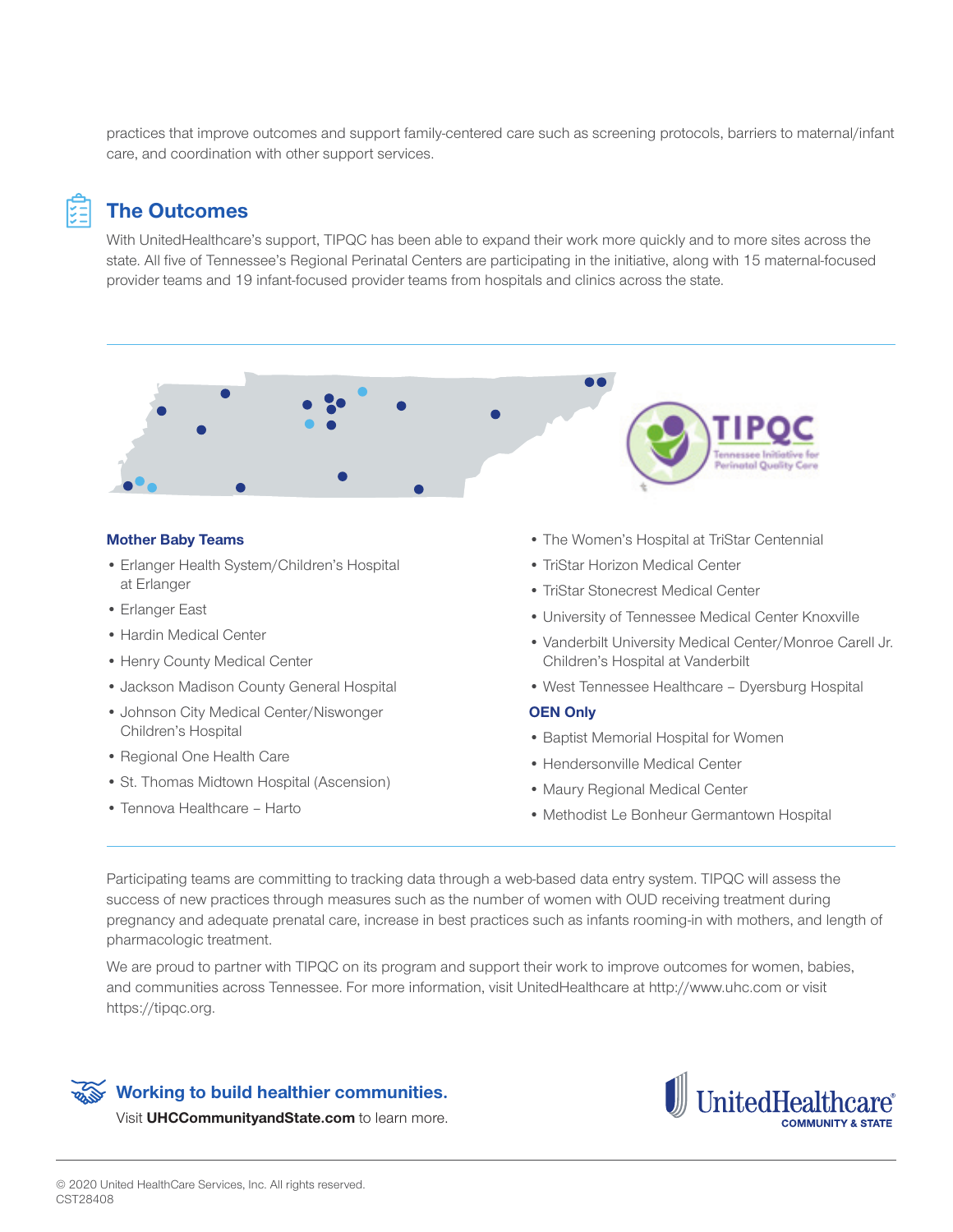practices that improve outcomes and support family-centered care such as screening protocols, barriers to maternal/infant care, and coordination with other support services.

## The Outcomes

With UnitedHealthcare's support, TIPQC has been able to expand their work more quickly and to more sites across the state. All five of Tennessee's Regional Perinatal Centers are participating in the initiative, along with 15 maternal-focused provider teams and 19 infant-focused provider teams from hospitals and clinics across the state.

TIPQC
Tennessee Initiative for Perinatal Quality Care

### Mother Baby Teams

- Erlanger Health System/Children's Hospital at Erlanger
- Erlanger East
- Hardin Medical Center
- Henry County Medical Center
- Jackson Madison County General Hospital
- Johnson City Medical Center/Niswonger Children's Hospital
- Regional One Health Care
- St. Thomas Midtown Hospital (Ascension)
- Tennova Healthcare – Harto
- The Women's Hospital at TriStar Centennial
- TriStar Horizon Medical Center
- TriStar Stonecrest Medical Center
- University of Tennessee Medical Center Knoxville
- Vanderbilt University Medical Center/Monroe Carell Jr. Children's Hospital at Vanderbilt
- West Tennessee Healthcare – Dyersburg Hospital

### OEN Only

- Baptist Memorial Hospital for Women
- Hendersonville Medical Center
- Maury Regional Medical Center
- Methodist Le Bonheur Germantown Hospital

Participating teams are committing to tracking data through a web-based data entry system. TIPQC will assess the success of new practices through measures such as the number of women with OUD receiving treatment during pregnancy and adequate prenatal care, increase in best practices such as infants rooming-in with mothers, and length of pharmacologic treatment.

We are proud to partner with TIPQC on its program and support their work to improve outcomes for women, babies, and communities across Tennessee. For more information, visit UnitedHealthcare at http://www.uhc.com or visit https://tipqc.org.

**Working to build healthier communities.**
Visit **UHCCommunityandState.com** to learn more.

UnitedHealthcare®
COMMUNITY & STATE

© 2020 United HealthCare Services, Inc. All rights reserved.
CST28408